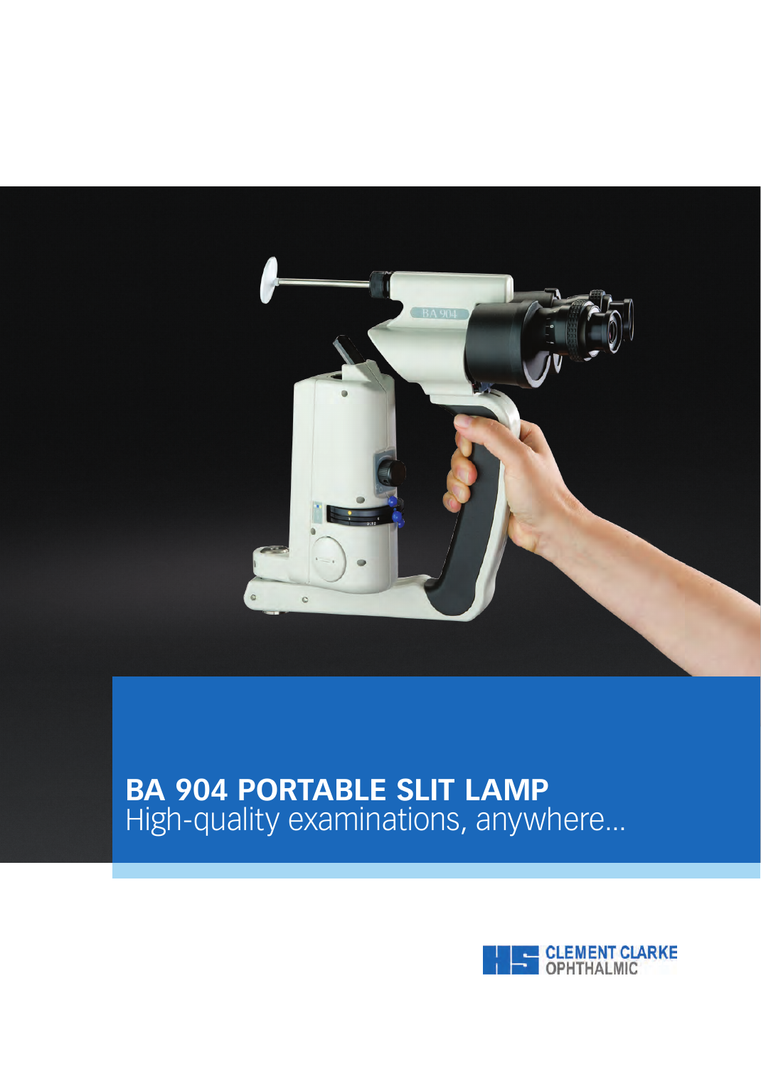# BA 904 PORTABLE SLIT LAMP

High-quality examinations, anywhere...

CLEMENT CLARKE OPHTHALMIC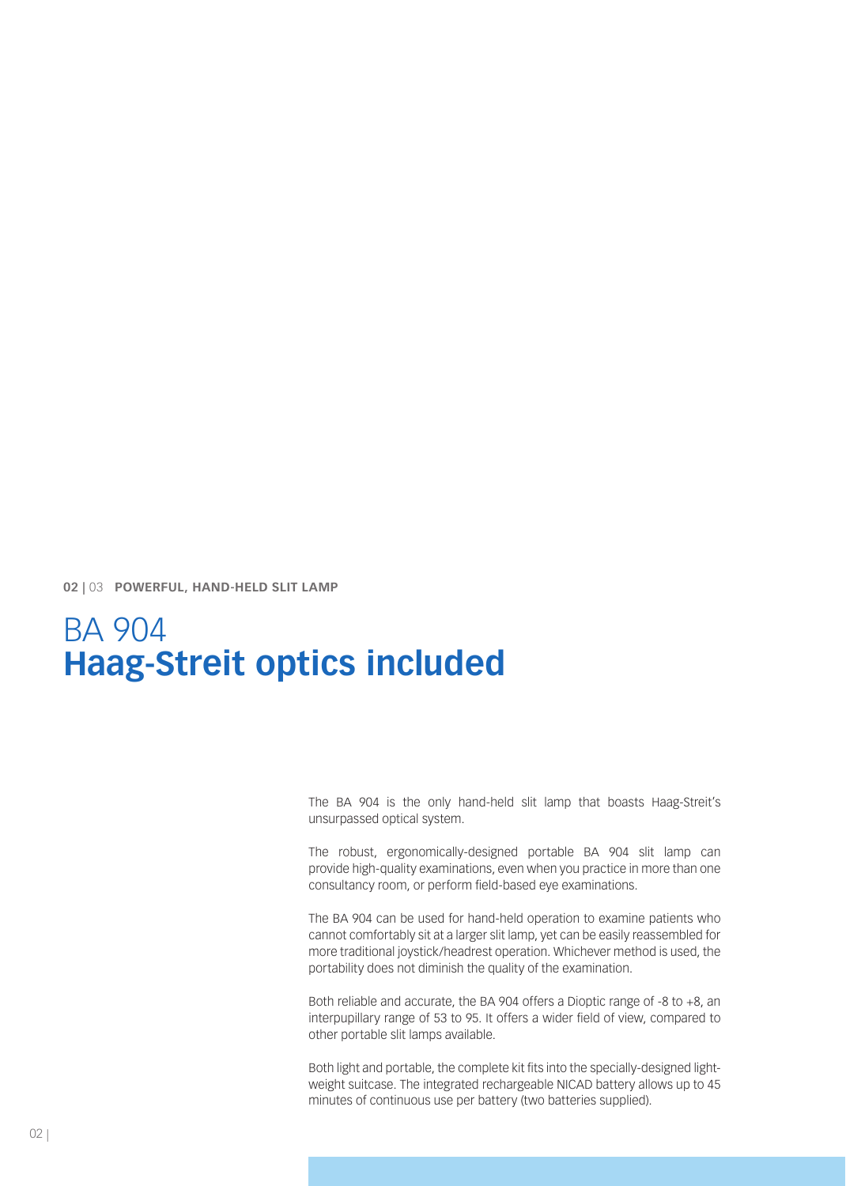02 | 03 **POWERFUL, HAND-HELD SLIT LAMP**

# BA 904
# **Haag-Streit optics included**

The BA 904 is the only hand-held slit lamp that boasts Haag-Streit's unsurpassed optical system.

The robust, ergonomically-designed portable BA 904 slit lamp can provide high-quality examinations, even when you practice in more than one consultancy room, or perform field-based eye examinations.

The BA 904 can be used for hand-held operation to examine patients who cannot comfortably sit at a larger slit lamp, yet can be easily reassembled for more traditional joystick/headrest operation. Whichever method is used, the portability does not diminish the quality of the examination.

Both reliable and accurate, the BA 904 offers a Dioptic range of -8 to +8, an interpupillary range of 53 to 95. It offers a wider field of view, compared to other portable slit lamps available.

Both light and portable, the complete kit fits into the specially-designed light-weight suitcase. The integrated rechargeable NICAD battery allows up to 45 minutes of continuous use per battery (two batteries supplied).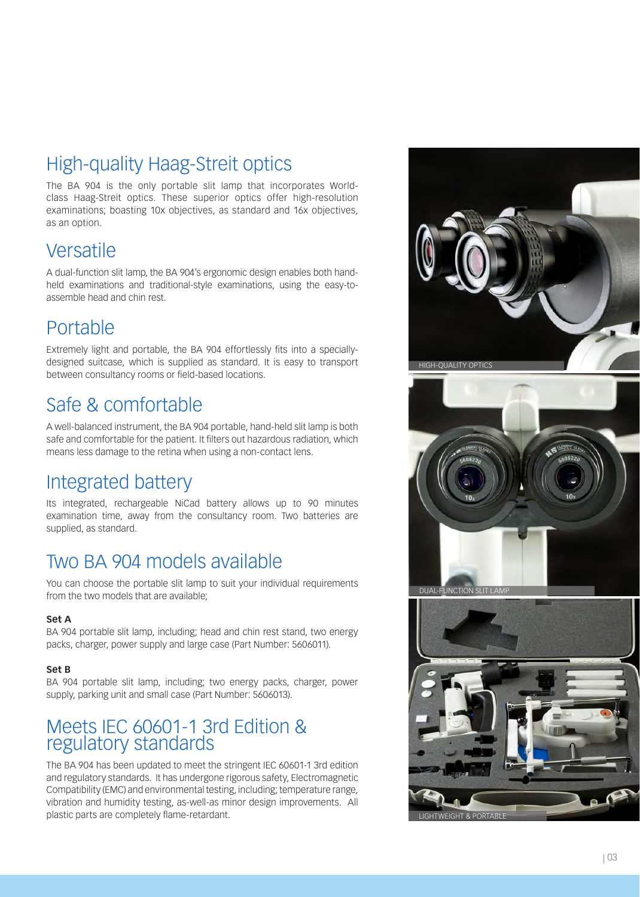## High-quality Haag-Streit optics

The BA 904 is the only portable slit lamp that incorporates World-class Haag-Streit optics. These superior optics offer high-resolution examinations; boasting 10x objectives, as standard and 16x objectives, as an option.

## Versatile

A dual-function slit lamp, the BA 904's ergonomic design enables both hand-held examinations and traditional-style examinations, using the easy-to-assemble head and chin rest.

## Portable

Extremely light and portable, the BA 904 effortlessly fits into a specially-designed suitcase, which is supplied as standard. It is easy to transport between consultancy rooms or field-based locations.

## Safe & comfortable

A well-balanced instrument, the BA 904 portable, hand-held slit lamp is both safe and comfortable for the patient. It filters out hazardous radiation, which means less damage to the retina when using a non-contact lens.

## Integrated battery

Its integrated, rechargeable NiCad battery allows up to 90 minutes examination time, away from the consultancy room. Two batteries are supplied, as standard.

## Two BA 904 models available

You can choose the portable slit lamp to suit your individual requirements from the two models that are available;

**Set A**
BA 904 portable slit lamp, including; head and chin rest stand, two energy packs, charger, power supply and large case (Part Number: 5606011).

**Set B**
BA 904 portable slit lamp, including; two energy packs, charger, power supply, parking unit and small case (Part Number: 5606013).

## Meets IEC 60601-1 3rd Edition & regulatory standards

The BA 904 has been updated to meet the stringent IEC 60601-1 3rd edition and regulatory standards. It has undergone rigorous safety, Electromagnetic Compatibility (EMC) and environmental testing, including; temperature range, vibration and humidity testing, as-well-as minor design improvements. All plastic parts are completely flame-retardant.

HIGH-QUALITY OPTICS

DUAL-FUNCTION SLIT LAMP

LIGHTWEIGHT & PORTABLE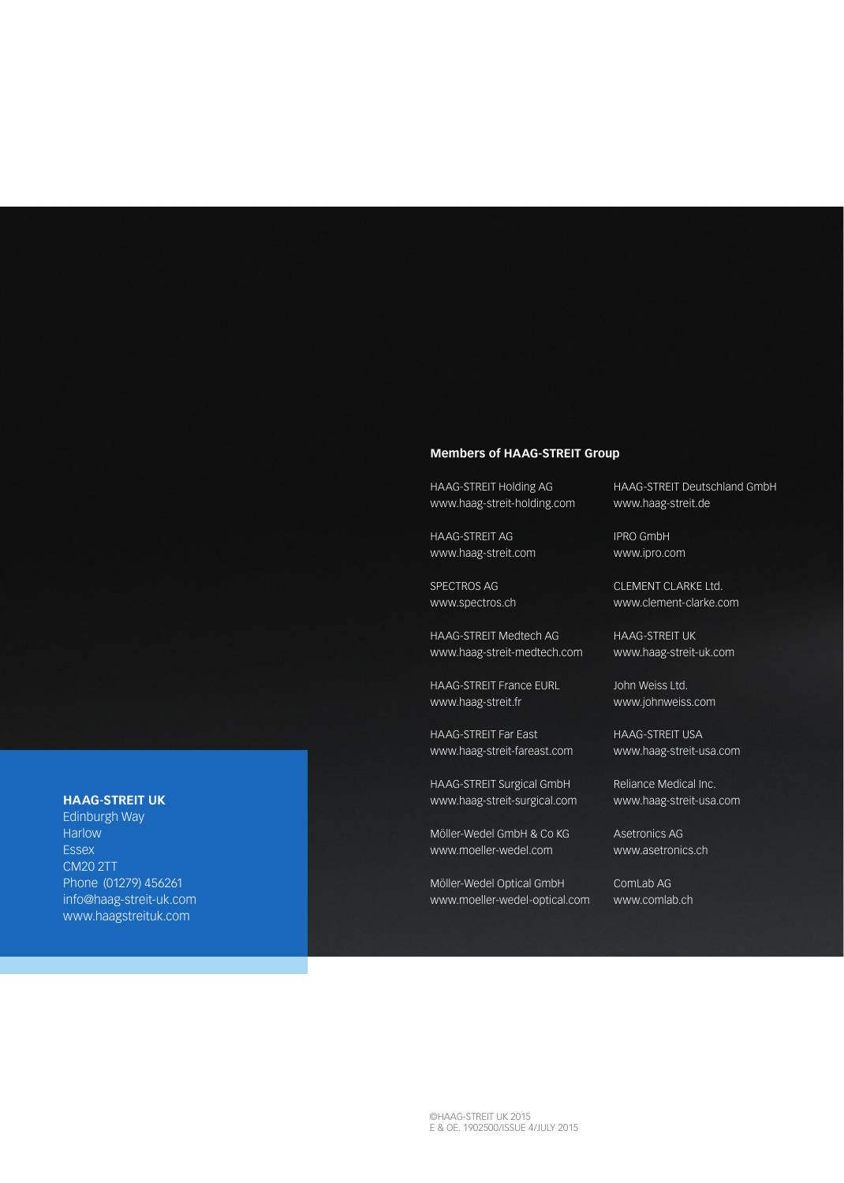## Members of HAAG-STREIT Group

HAAG-STREIT Holding AG
www.haag-streit-holding.com

HAAG-STREIT AG
www.haag-streit.com

SPECTROS AG
www.spectros.ch

HAAG-STREIT Medtech AG
www.haag-streit-medtech.com

HAAG-STREIT France EURL
www.haag-streit.fr

HAAG-STREIT Far East
www.haag-streit-fareast.com

HAAG-STREIT Surgical GmbH
www.haag-streit-surgical.com

Möller-Wedel GmbH & Co KG
www.moeller-wedel.com

Möller-Wedel Optical GmbH
www.moeller-wedel-optical.com

HAAG-STREIT Deutschland GmbH
www.haag-streit.de

IPRO GmbH
www.ipro.com

CLEMENT CLARKE Ltd.
www.clement-clarke.com

HAAG-STREIT UK
www.haag-streit-uk.com

John Weiss Ltd.
www.johnweiss.com

HAAG-STREIT USA
www.haag-streit-usa.com

Reliance Medical Inc.
www.haag-streit-usa.com

Asetronics AG
www.asetronics.ch

ComLab AG
www.comlab.ch

**HAAG-STREIT UK**
Edinburgh Way
Harlow
Essex
CM20 2TT
Phone (01279) 456261
info@haag-streit-uk.com
www.haagstreituk.com

©HAAG-STREIT UK 2015
E & OE. 1902500/ISSUE 4/JULY 2015